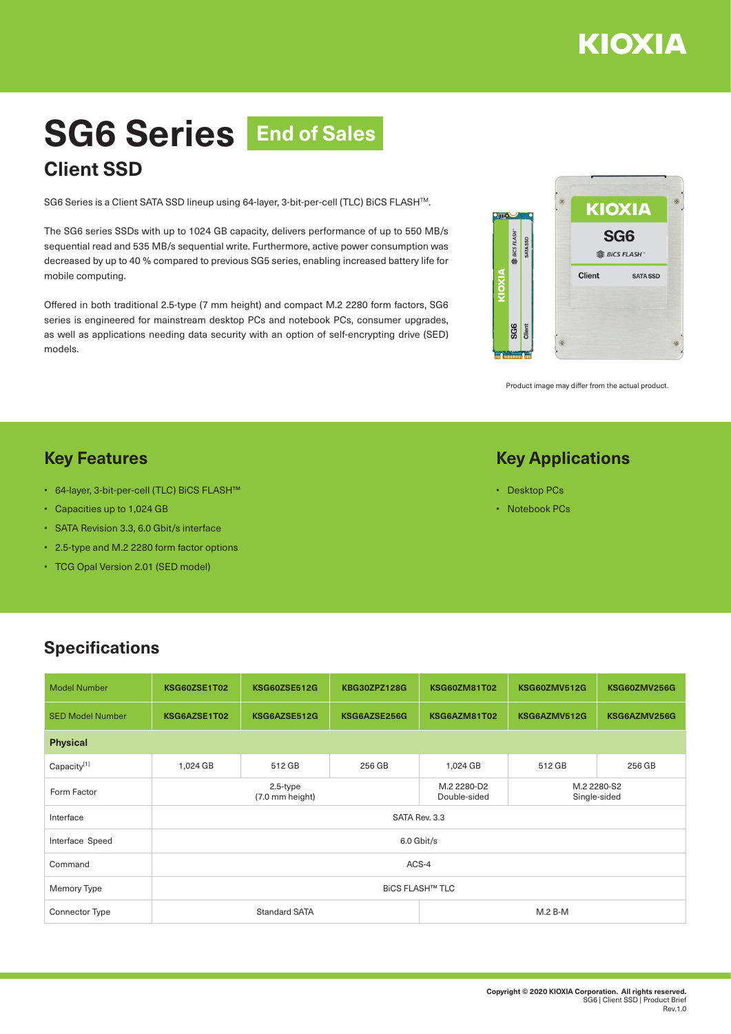# SG6 Series End of Sales

## Client SSD

SG6 Series is a Client SATA SSD lineup using 64-layer, 3-bit-per-cell (TLC) BiCS FLASH™.

The SG6 series SSDs with up to 1024 GB capacity, delivers performance of up to 550 MB/s sequential read and 535 MB/s sequential write. Furthermore, active power consumption was decreased by up to 40 % compared to previous SG5 series, enabling increased battery life for mobile computing.

Offered in both traditional 2.5-type (7 mm height) and compact M.2 2280 form factors, SG6 series is engineered for mainstream desktop PCs and notebook PCs, consumer upgrades, as well as applications needing data security with an option of self-encrypting drive (SED) models.

Product image may differ from the actual product.

## Key Features

- 64-layer, 3-bit-per-cell (TLC) BiCS FLASH™
- Capacities up to 1,024 GB
- SATA Revision 3.3, 6.0 Gbit/s interface
- 2.5-type and M.2 2280 form factor options
- TCG Opal Version 2.01 (SED model)

## Key Applications

- Desktop PCs
- Notebook PCs

## Specifications

| Model Number | KSG60ZSE1T02 | KSG60ZSE512G | KBG30ZPZ128G | KSG60ZM81T02 | KSG60ZMV512G | KSG60ZMV256G |
|---|---|---|---|---|---|---|
| SED Model Number | KSG6AZSE1T02 | KSG6AZSE512G | KSG6AZSE256G | KSG6AZM81T02 | KSG6AZMV512G | KSG6AZMV256G |
| **Physical** | | | | | | |
| Capacity[1] | 1,024 GB | 512 GB | 256 GB | 1,024 GB | 512 GB | 256 GB |
| Form Factor | 2.5-type (7.0 mm height) | | | M.2 2280-D2 Double-sided | M.2 2280-S2 Single-sided | |
| Interface | SATA Rev. 3.3 | | | | | |
| Interface Speed | 6.0 Gbit/s | | | | | |
| Command | ACS-4 | | | | | |
| Memory Type | BiCS FLASH™ TLC | | | | | |
| Connector Type | Standard SATA | | | M.2 B-M | | |

Copyright © 2020 KIOXIA Corporation. All rights reserved.
SG6 | Client SSD | Product Brief
Rev.1.0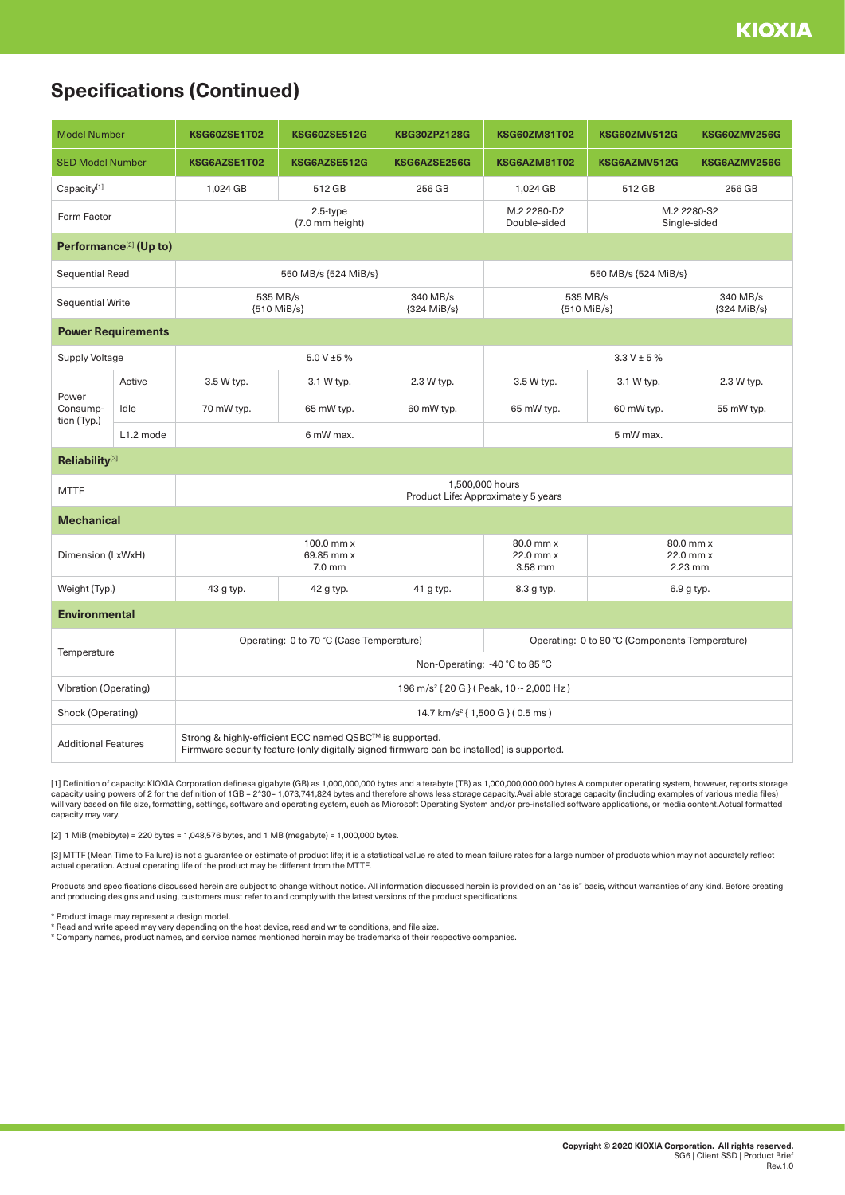## Specifications (Continued)

| Model Number | | KSG60ZSE1T02 | KSG60ZSE512G | KBG30ZPZ128G | KSG60ZM81T02 | KSG60ZMV512G | KSG60ZMV256G |
|---|---|---|---|---|---|---|---|
| SED Model Number | | KSG6AZSE1T02 | KSG6AZSE512G | KSG6AZSE256G | KSG6AZM81T02 | KSG6AZMV512G | KSG6AZMV256G |
| Capacity[1] | | 1,024 GB | 512 GB | 256 GB | 1,024 GB | 512 GB | 256 GB |
| Form Factor | | 2.5-type (7.0 mm height) | | | M.2 2280-D2 Double-sided | M.2 2280-S2 Single-sided | |
| **Performance[2] (Up to)** | | | | | | | |
| Sequential Read | | 550 MB/s {524 MiB/s} | | | 550 MB/s {524 MiB/s} | | |
| Sequential Write | | 535 MB/s {510 MiB/s} | | 340 MB/s {324 MiB/s} | 535 MB/s {510 MiB/s} | | 340 MB/s {324 MiB/s} |
| **Power Requirements** | | | | | | | |
| Supply Voltage | | 5.0 V ±5 % | | | 3.3 V ± 5 % | | |
| Power Consump-tion (Typ.) | Active | 3.5 W typ. | 3.1 W typ. | 2.3 W typ. | 3.5 W typ. | 3.1 W typ. | 2.3 W typ. |
| | Idle | 70 mW typ. | 65 mW typ. | 60 mW typ. | 65 mW typ. | 60 mW typ. | 55 mW typ. |
| | L1.2 mode | 6 mW max. | | | 5 mW max. | | |
| **Reliability[3]** | | | | | | | |
| MTTF | | 1,500,000 hours Product Life: Approximately 5 years | | | | | |
| **Mechanical** | | | | | | | |
| Dimension (LxWxH) | | 100.0 mm x 69.85 mm x 7.0 mm | | | 80.0 mm x 22.0 mm x 3.58 mm | 80.0 mm x 22.0 mm x 2.23 mm | |
| Weight (Typ.) | | 43 g typ. | 42 g typ. | 41 g typ. | 8.3 g typ. | 6.9 g typ. | |
| **Environmental** | | | | | | | |
| Temperature | | Operating: 0 to 70 °C (Case Temperature) | | | Operating: 0 to 80 °C (Components Temperature) | | |
| | | Non-Operating: -40 °C to 85 °C | | | | | |
| Vibration (Operating) | | 196 m/s² { 20 G } ( Peak, 10 ~ 2,000 Hz ) | | | | | |
| Shock (Operating) | | 14.7 km/s² { 1,500 G } ( 0.5 ms ) | | | | | |
| Additional Features | | Strong & highly-efficient ECC named QSBC™ is supported. Firmware security feature (only digitally signed firmware can be installed) is supported. | | | | | |

[1] Definition of capacity: KIOXIA Corporation definesa gigabyte (GB) as 1,000,000,000 bytes and a terabyte (TB) as 1,000,000,000,000 bytes.A computer operating system, however, reports storage capacity using powers of 2 for the definition of 1GB = 2^30= 1,073,741,824 bytes and therefore shows less storage capacity.Available storage capacity (including examples of various media files) will vary based on file size, formatting, settings, software and operating system, such as Microsoft Operating System and/or pre-installed software applications, or media content.Actual formatted capacity may vary.

[2] 1 MiB (mebibyte) = 220 bytes = 1,048,576 bytes, and 1 MB (megabyte) = 1,000,000 bytes.

[3] MTTF (Mean Time to Failure) is not a guarantee or estimate of product life; it is a statistical value related to mean failure rates for a large number of products which may not accurately reflect actual operation. Actual operating life of the product may be different from the MTTF.

Products and specifications discussed herein are subject to change without notice. All information discussed herein is provided on an "as is" basis, without warranties of any kind. Before creating and producing designs and using, customers must refer to and comply with the latest versions of the product specifications.

\* Product image may represent a design model.
\* Read and write speed may vary depending on the host device, read and write conditions, and file size.
\* Company names, product names, and service names mentioned herein may be trademarks of their respective companies.

**Copyright © 2020 KIOXIA Corporation. All rights reserved.**
SG6 | Client SSD | Product Brief
Rev.1.0